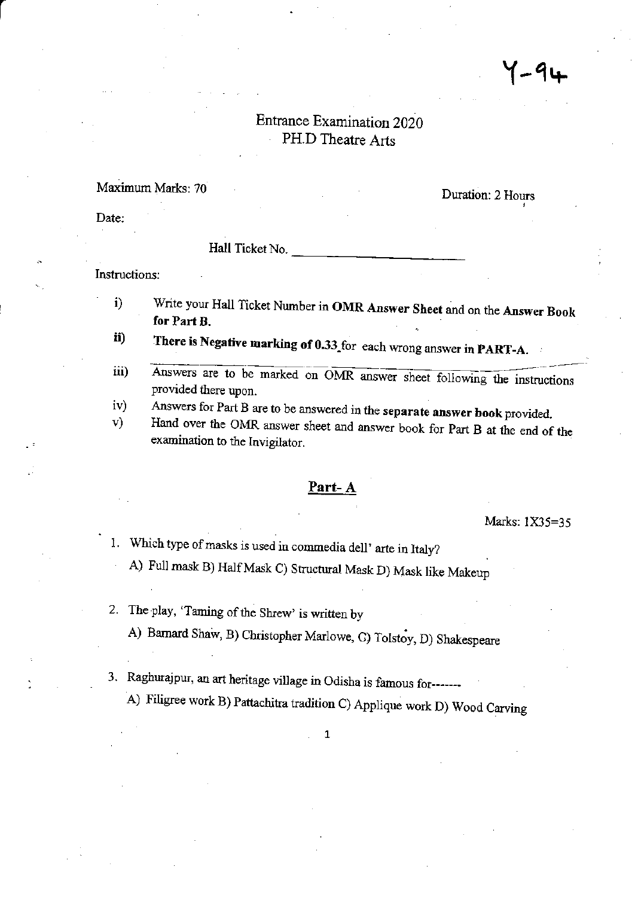Y-94

# Entrance Examination 2020
## PH.D Theatre Arts

Maximum Marks: 70 Duration: 2 Hours

Date:

Hall Ticket No. ____________________

Instructions:

- i) Write your Hall Ticket Number in **OMR Answer Sheet** and on the **Answer Book for Part B.**
- ii) **There is Negative marking of 0.33** for each wrong answer in **PART-A.**
- iii) Answers are to be marked on OMR answer sheet following the instructions provided there upon.
- iv) Answers for Part B are to be answered in the **separate answer book** provided.
- v) Hand over the OMR answer sheet and answer book for Part B at the end of the examination to the Invigilator.

## Part- A

Marks: 1X35=35

1. Which type of masks is used in commedia dell' arte in Italy?

   A) Full mask B) Half Mask C) Structural Mask D) Mask like Makeup

2. The play, 'Taming of the Shrew' is written by

   A) Barnard Shaw, B) Christopher Marlowe, C) Tolstoy, D) Shakespeare

3. Raghurajpur, an art heritage village in Odisha is famous for-------

   A) Filigree work B) Pattachitra tradition C) Applique work D) Wood Carving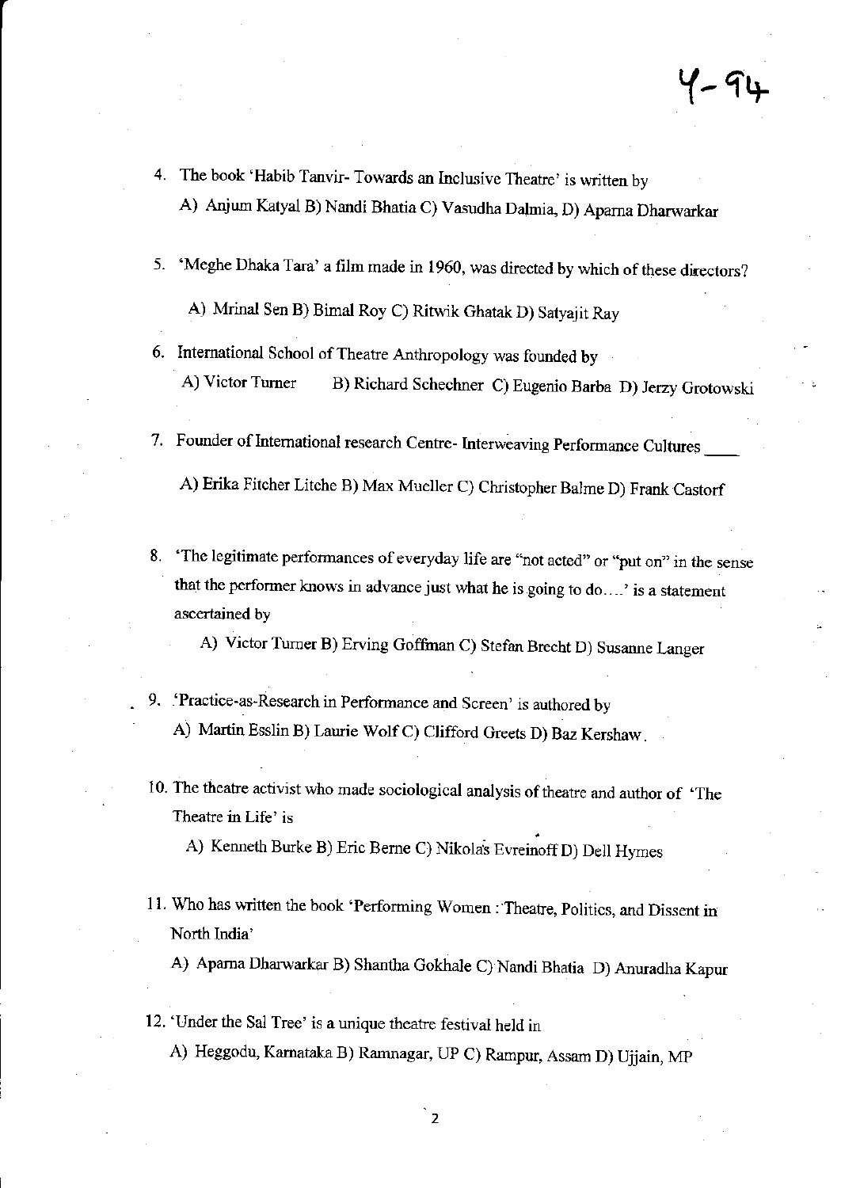4. The book 'Habib Tanvir- Towards an Inclusive Theatre' is written by
   A) Anjum Katyal B) Nandi Bhatia C) Vasudha Dalmia, D) Aparna Dharwarkar

5. 'Meghe Dhaka Tara' a film made in 1960, was directed by which of these directors?
   A) Mrinal Sen B) Bimal Roy C) Ritwik Ghatak D) Satyajit Ray

6. International School of Theatre Anthropology was founded by
   A) Victor Turner B) Richard Schechner C) Eugenio Barba D) Jerzy Grotowski

7. Founder of International research Centre- Interweaving Performance Cultures ____
   A) Erika Fitcher Litche B) Max Mueller C) Christopher Balme D) Frank Castorf

8. 'The legitimate performances of everyday life are "not acted" or "put on" in the sense that the performer knows in advance just what he is going to do....' is a statement ascertained by
   A) Victor Turner B) Erving Goffman C) Stefan Brecht D) Susanne Langer

9. 'Practice-as-Research in Performance and Screen' is authored by
   A) Martin Esslin B) Laurie Wolf C) Clifford Greets D) Baz Kershaw.

10. The theatre activist who made sociological analysis of theatre and author of 'The Theatre in Life' is
    A) Kenneth Burke B) Eric Berne C) Nikolas Evreinoff D) Dell Hymes

11. Who has written the book 'Performing Women : Theatre, Politics, and Dissent in North India'
    A) Aparna Dharwarkar B) Shantha Gokhale C) Nandi Bhatia D) Anuradha Kapur

12. 'Under the Sal Tree' is a unique theatre festival held in
    A) Heggodu, Karnataka B) Ramnagar, UP C) Rampur, Assam D) Ujjain, MP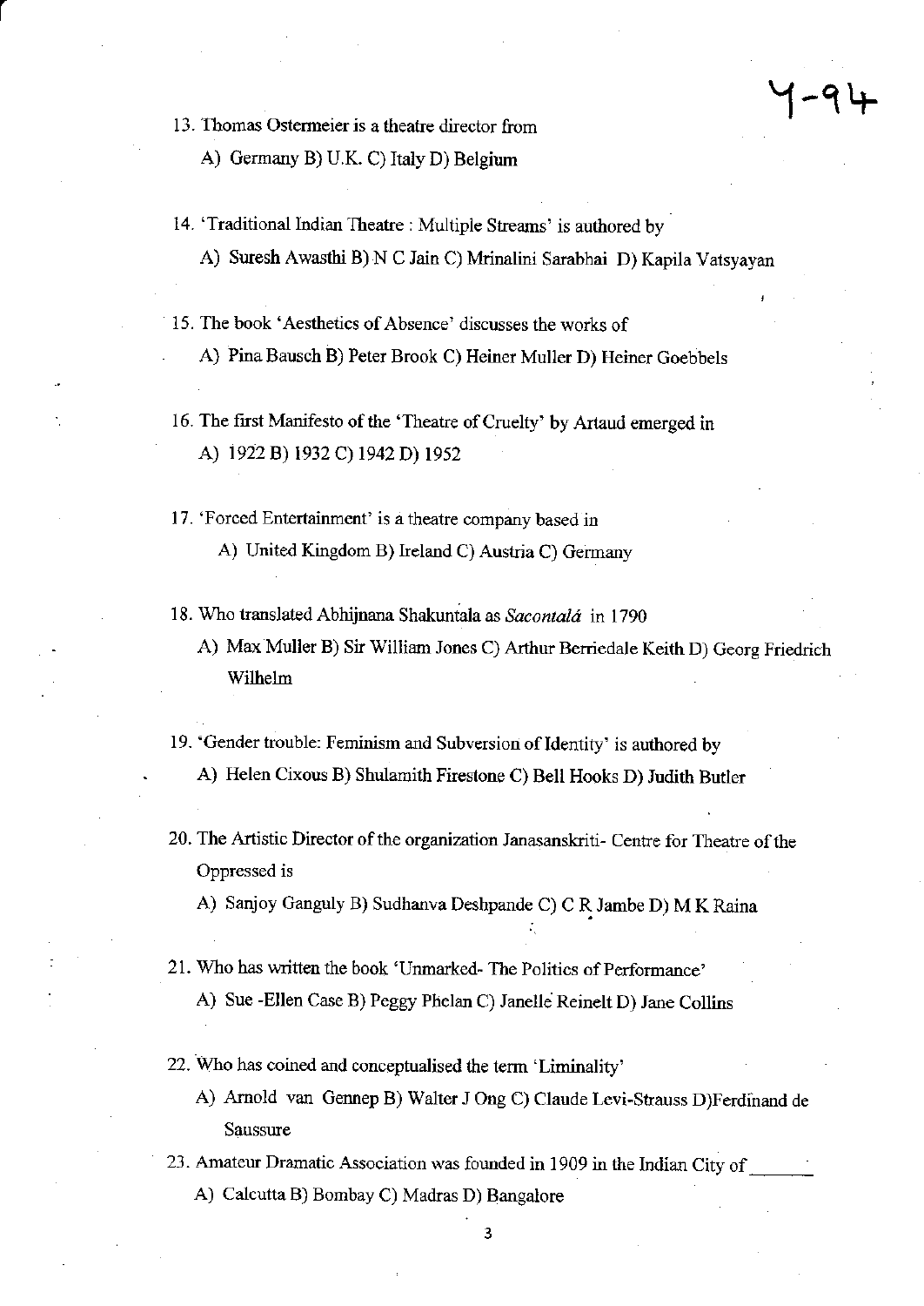Y-94

13. Thomas Ostermeier is a theatre director from

    A) Germany B) U.K. C) Italy D) Belgium

14. 'Traditional Indian Theatre : Multiple Streams' is authored by

    A) Suresh Awasthi B) N C Jain C) Mrinalini Sarabhai D) Kapila Vatsyayan

15. The book 'Aesthetics of Absence' discusses the works of

    A) Pina Bausch B) Peter Brook C) Heiner Muller D) Heiner Goebbels

16. The first Manifesto of the 'Theatre of Cruelty' by Artaud emerged in

    A) 1922 B) 1932 C) 1942 D) 1952

17. 'Forced Entertainment' is a theatre company based in

    A) United Kingdom B) Ireland C) Austria C) Germany

18. Who translated Abhijnana Shakuntala as *Sacontalá* in 1790

    A) Max Muller B) Sir William Jones C) Arthur Berriedale Keith D) Georg Friedrich Wilhelm

19. 'Gender trouble: Feminism and Subversion of Identity' is authored by

    A) Helen Cixous B) Shulamith Firestone C) Bell Hooks D) Judith Butler

20. The Artistic Director of the organization Janasanskriti- Centre for Theatre of the Oppressed is

    A) Sanjoy Ganguly B) Sudhanva Deshpande C) C R Jambe D) M K Raina

21. Who has written the book 'Unmarked- The Politics of Performance'

    A) Sue -Ellen Case B) Peggy Phelan C) Janelle Reinelt D) Jane Collins

22. Who has coined and conceptualised the term 'Liminality'

    A) Arnold van Gennep B) Walter J Ong C) Claude Levi-Strauss D) Ferdinand de Saussure

23. Amateur Dramatic Association was founded in 1909 in the Indian City of ______

    A) Calcutta B) Bombay C) Madras D) Bangalore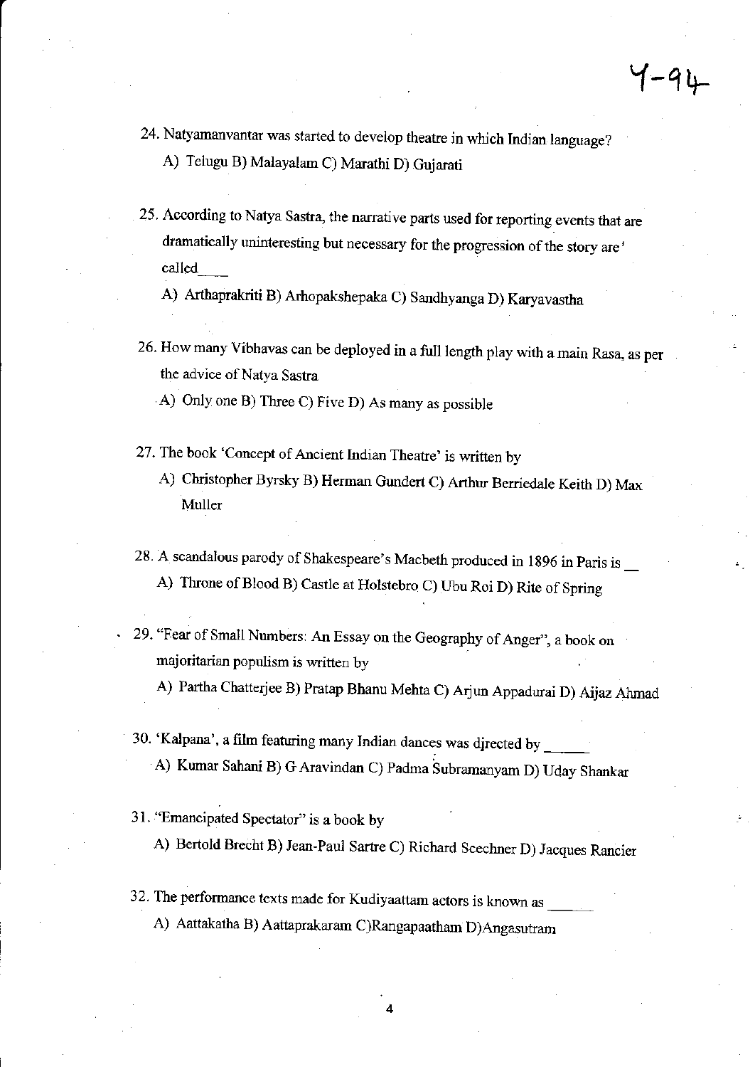24. Natyamanvantar was started to develop theatre in which Indian language?

    A) Telugu B) Malayalam C) Marathi D) Gujarati

25. According to Natya Sastra, the narrative parts used for reporting events that are dramatically uninteresting but necessary for the progression of the story are called____

    A) Arthaprakriti B) Arhopakshepaka C) Sandhyanga D) Karyavastha

26. How many Vibhavas can be deployed in a full length play with a main Rasa, as per the advice of Natya Sastra

    A) Only one B) Three C) Five D) As many as possible

27. The book 'Concept of Ancient Indian Theatre' is written by

    A) Christopher Byrsky B) Herman Gundert C) Arthur Berriedale Keith D) Max Muller

28. A scandalous parody of Shakespeare's Macbeth produced in 1896 in Paris is __

    A) Throne of Blood B) Castle at Holstebro C) Ubu Roi D) Rite of Spring

29. "Fear of Small Numbers: An Essay on the Geography of Anger", a book on majoritarian populism is written by

    A) Partha Chatterjee B) Pratap Bhanu Mehta C) Arjun Appadurai D) Aijaz Ahmad

30. 'Kalpana', a film featuring many Indian dances was directed by _____

    A) Kumar Sahani B) G Aravindan C) Padma Subramanyam D) Uday Shankar

31. "Emancipated Spectator" is a book by

    A) Bertold Brecht B) Jean-Paul Sartre C) Richard Scechner D) Jacques Rancier

32. The performance texts made for Kudiyaattam actors is known as _____

    A) Aattakatha B) Aattaprakaram C)Rangapaatham D)Angasutram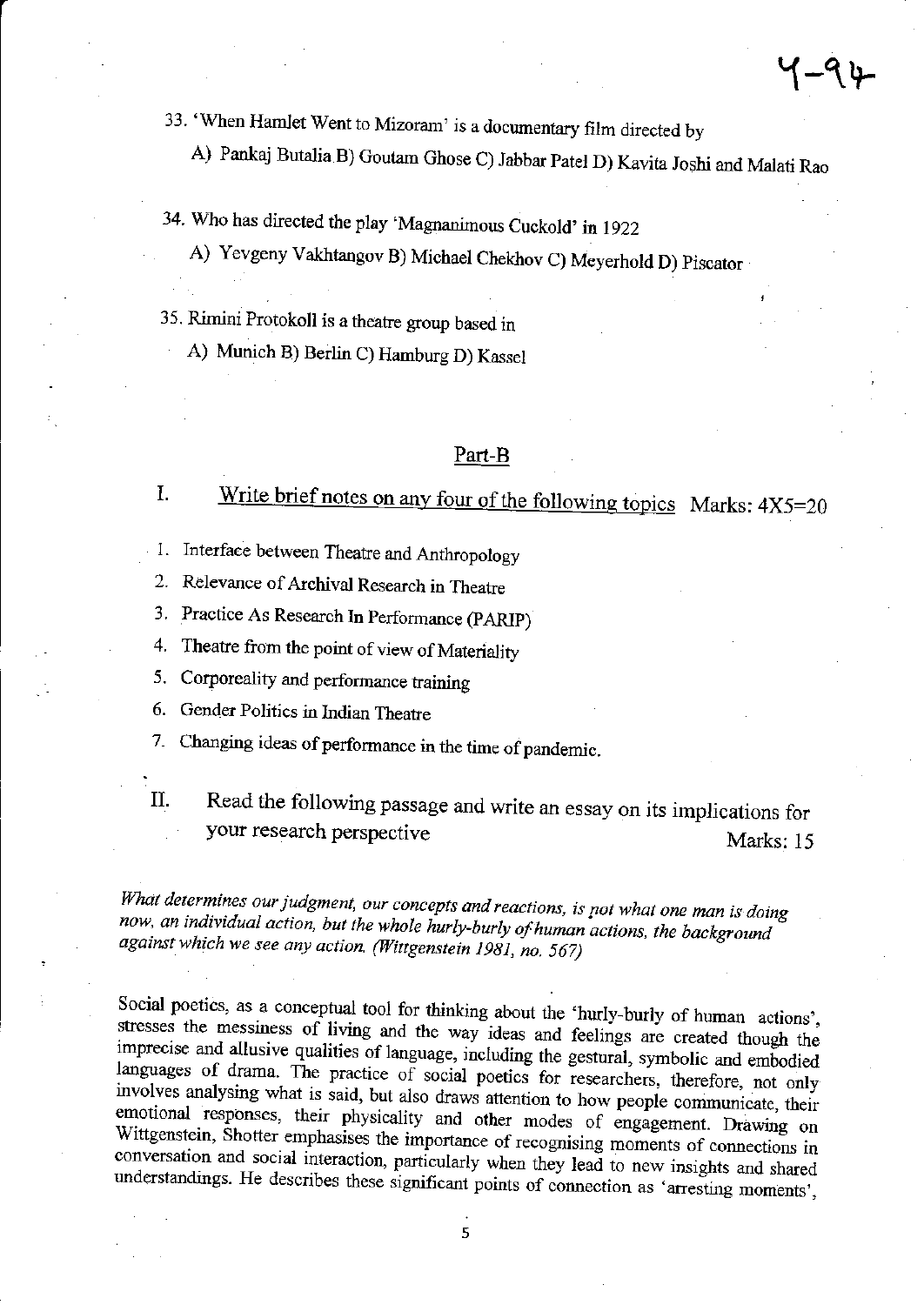33. 'When Hamlet Went to Mizoram' is a documentary film directed by
    A) Pankaj Butalia B) Goutam Ghose C) Jabbar Patel D) Kavita Joshi and Malati Rao

34. Who has directed the play 'Magnanimous Cuckold' in 1922
    A) Yevgeny Vakhtangov B) Michael Chekhov C) Meyerhold D) Piscator

35. Rimini Protokoll is a theatre group based in
    A) Munich B) Berlin C) Hamburg D) Kassel

## Part-B

### I. Write brief notes on any four of the following topics Marks: 4X5=20

1. Interface between Theatre and Anthropology
2. Relevance of Archival Research in Theatre
3. Practice As Research In Performance (PARIP)
4. Theatre from the point of view of Materiality
5. Corporeality and performance training
6. Gender Politics in Indian Theatre
7. Changing ideas of performance in the time of pandemic.

### II. Read the following passage and write an essay on its implications for your research perspective Marks: 15

*What determines our judgment, our concepts and reactions, is not what one man is doing now, an individual action, but the whole hurly-burly of human actions, the background against which we see any action. (Wittgenstein 1981, no. 567)*

Social poetics, as a conceptual tool for thinking about the 'hurly-burly of human actions', stresses the messiness of living and the way ideas and feelings are created though the imprecise and allusive qualities of language, including the gestural, symbolic and embodied languages of drama. The practice of social poetics for researchers, therefore, not only involves analysing what is said, but also draws attention to how people communicate, their emotional responses, their physicality and other modes of engagement. Drawing on Wittgenstein, Shotter emphasises the importance of recognising moments of connections in conversation and social interaction, particularly when they lead to new insights and shared understandings. He describes these significant points of connection as 'arresting moments',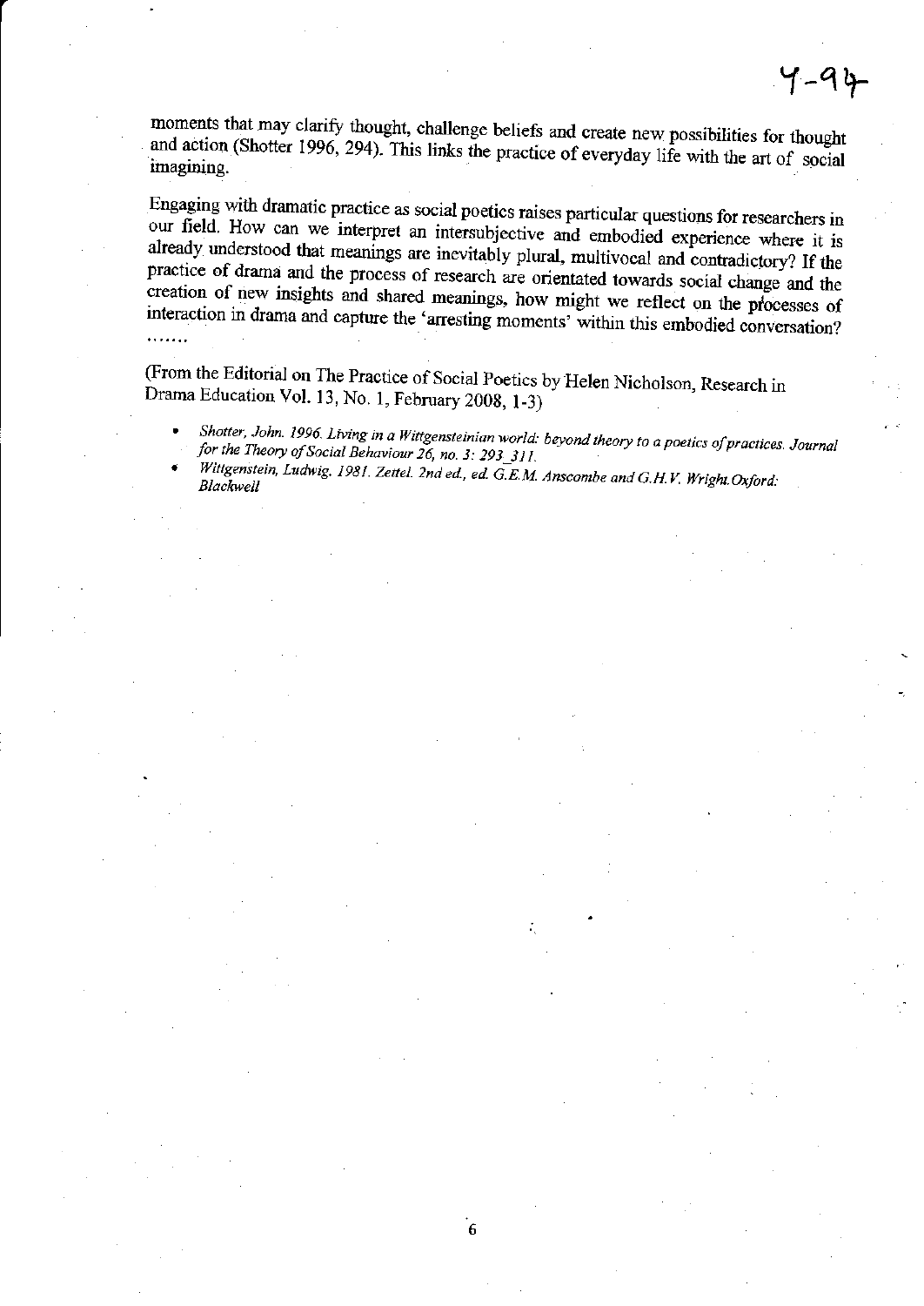moments that may clarify thought, challenge beliefs and create new possibilities for thought and action (Shotter 1996, 294). This links the practice of everyday life with the art of social imagining.

Engaging with dramatic practice as social poetics raises particular questions for researchers in our field. How can we interpret an intersubjective and embodied experience where it is already understood that meanings are inevitably plural, multivocal and contradictory? If the practice of drama and the process of research are orientated towards social change and the creation of new insights and shared meanings, how might we reflect on the processes of interaction in drama and capture the 'arresting moments' within this embodied conversation?
.......

(From the Editorial on The Practice of Social Poetics by Helen Nicholson, Research in Drama Education Vol. 13, No. 1, February 2008, 1-3)

- *Shotter, John. 1996. Living in a Wittgensteinian world: beyond theory to a poetics of practices. Journal for the Theory of Social Behaviour 26, no. 3: 293_311.*
- *Wittgenstein, Ludwig. 1981. Zettel. 2nd ed., ed. G.E.M. Anscombe and G.H.V. Wright. Oxford: Blackwell*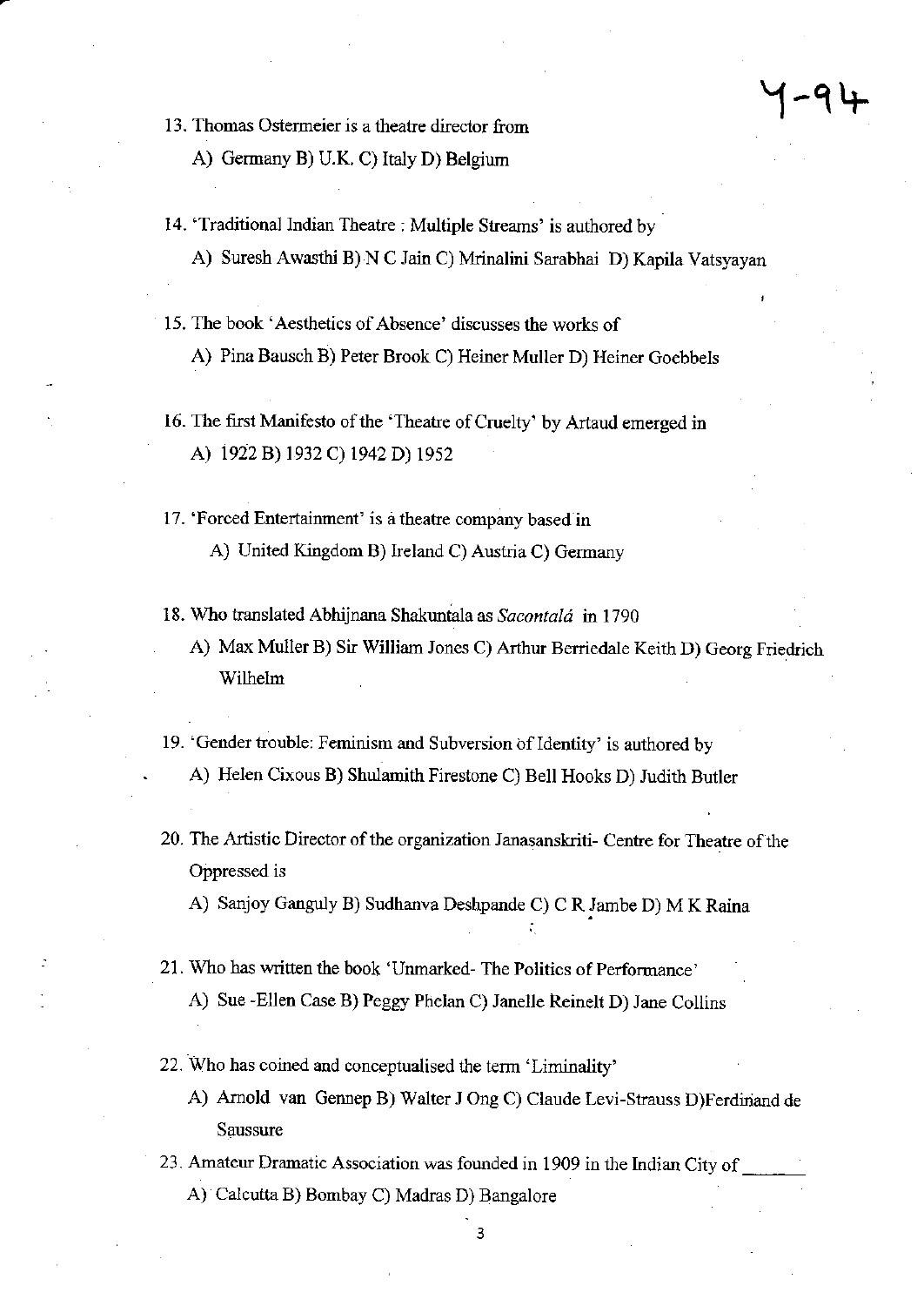Y-94

13. Thomas Ostermeier is a theatre director from

    A) Germany B) U.K. C) Italy D) Belgium

14. 'Traditional Indian Theatre : Multiple Streams' is authored by

    A) Suresh Awasthi B) N C Jain C) Mrinalini Sarabhai D) Kapila Vatsyayan

15. The book 'Aesthetics of Absence' discusses the works of

    A) Pina Bausch B) Peter Brook C) Heiner Muller D) Heiner Goebbels

16. The first Manifesto of the 'Theatre of Cruelty' by Artaud emerged in

    A) 1922 B) 1932 C) 1942 D) 1952

17. 'Forced Entertainment' is a theatre company based in

    A) United Kingdom B) Ireland C) Austria C) Germany

18. Who translated Abhijnana Shakuntala as *Sacontalá* in 1790

    A) Max Muller B) Sir William Jones C) Arthur Berriedale Keith D) Georg Friedrich Wilhelm

19. 'Gender trouble: Feminism and Subversion of Identity' is authored by

    A) Helen Cixous B) Shulamith Firestone C) Bell Hooks D) Judith Butler

20. The Artistic Director of the organization Janasanskriti- Centre for Theatre of the Oppressed is

    A) Sanjoy Ganguly B) Sudhanva Deshpande C) C R Jambe D) M K Raina

21. Who has written the book 'Unmarked- The Politics of Performance'

    A) Sue -Ellen Case B) Peggy Phelan C) Janelle Reinelt D) Jane Collins

22. Who has coined and conceptualised the term 'Liminality'

    A) Arnold van Gennep B) Walter J Ong C) Claude Levi-Strauss D)Ferdinand de Saussure

23. Amateur Dramatic Association was founded in 1909 in the Indian City of ______

    A) Calcutta B) Bombay C) Madras D) Bangalore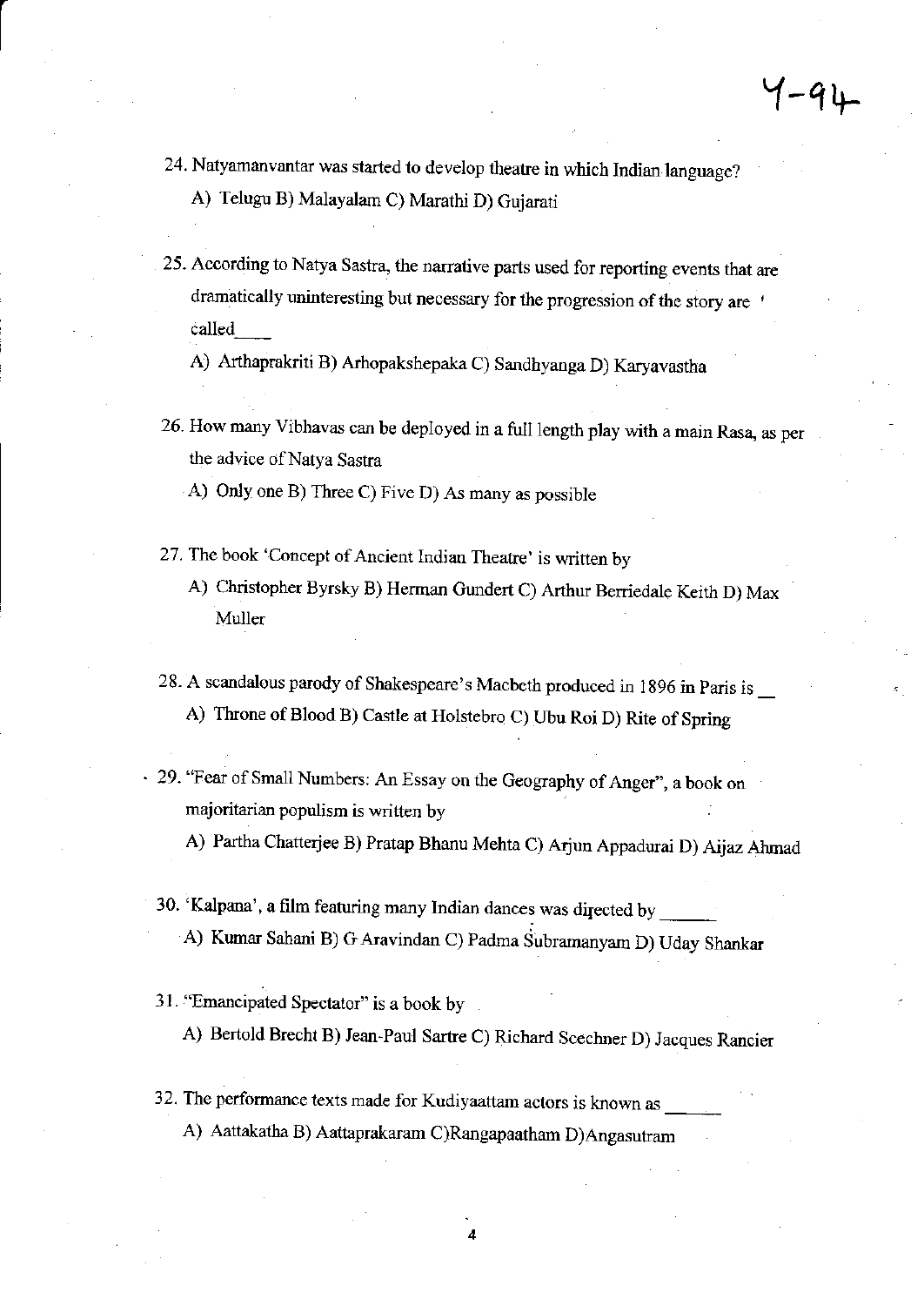Y-94

24. Natyamanvantar was started to develop theatre in which Indian language?

    A) Telugu B) Malayalam C) Marathi D) Gujarati

25. According to Natya Sastra, the narrative parts used for reporting events that are dramatically uninteresting but necessary for the progression of the story are called____

    A) Arthaprakriti B) Arhopakshepaka C) Sandhyanga D) Karyavastha

26. How many Vibhavas can be deployed in a full length play with a main Rasa, as per the advice of Natya Sastra

    A) Only one B) Three C) Five D) As many as possible

27. The book 'Concept of Ancient Indian Theatre' is written by

    A) Christopher Byrsky B) Herman Gundert C) Arthur Berriedale Keith D) Max Muller

28. A scandalous parody of Shakespeare's Macbeth produced in 1896 in Paris is __

    A) Throne of Blood B) Castle at Holstebro C) Ubu Roi D) Rite of Spring

29. "Fear of Small Numbers: An Essay on the Geography of Anger", a book on majoritarian populism is written by

    A) Partha Chatterjee B) Pratap Bhanu Mehta C) Arjun Appadurai D) Aijaz Ahmad

30. 'Kalpana', a film featuring many Indian dances was directed by ______

    A) Kumar Sahani B) G Aravindan C) Padma Subramanyam D) Uday Shankar

31. "Emancipated Spectator" is a book by

    A) Bertold Brecht B) Jean-Paul Sartre C) Richard Scechner D) Jacques Rancier

32. The performance texts made for Kudiyaattam actors is known as ______

    A) Aattakatha B) Aattaprakaram C)Rangapaatham D)Angasutram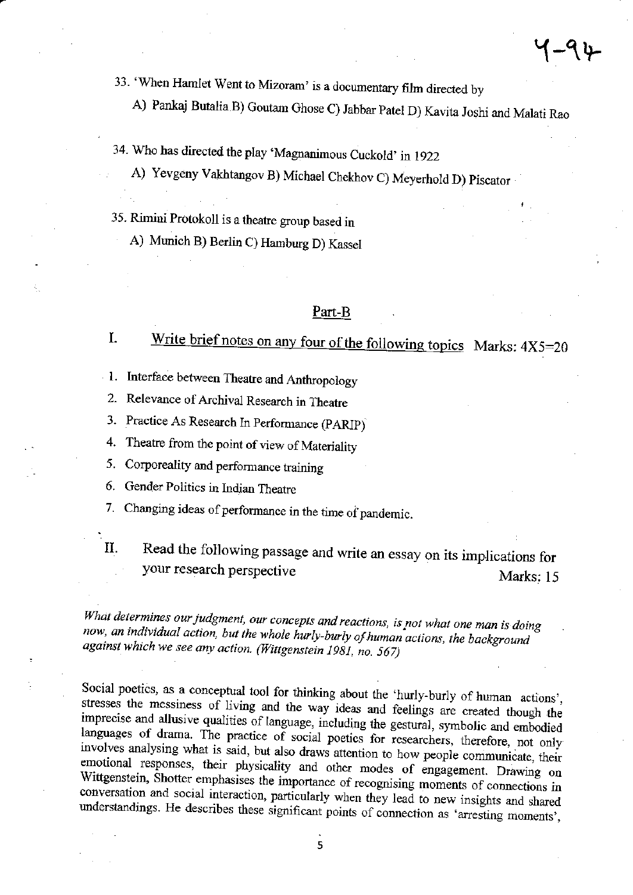33. 'When Hamlet Went to Mizoram' is a documentary film directed by

    A) Pankaj Butalia B) Goutam Ghose C) Jabbar Patel D) Kavita Joshi and Malati Rao

34. Who has directed the play 'Magnanimous Cuckold' in 1922

    A) Yevgeny Vakhtangov B) Michael Chekhov C) Meyerhold D) Piscator

35. Rimini Protokoll is a theatre group based in

    A) Munich B) Berlin C) Hamburg D) Kassel

## Part-B

### I. Write brief notes on any four of the following topics Marks: 4X5=20

1. Interface between Theatre and Anthropology
2. Relevance of Archival Research in Theatre
3. Practice As Research In Performance (PARIP)
4. Theatre from the point of view of Materiality
5. Corporeality and performance training
6. Gender Politics in Indian Theatre
7. Changing ideas of performance in the time of pandemic.

### II. Read the following passage and write an essay on its implications for your research perspective Marks: 15

*What determines our judgment, our concepts and reactions, is not what one man is doing now, an individual action, but the whole hurly-burly of human actions, the background against which we see any action. (Wittgenstein 1981, no. 567)*

Social poetics, as a conceptual tool for thinking about the 'hurly-burly of human actions', stresses the messiness of living and the way ideas and feelings are created though the imprecise and allusive qualities of language, including the gestural, symbolic and embodied languages of drama. The practice of social poetics for researchers, therefore, not only involves analysing what is said, but also draws attention to how people communicate, their emotional responses, their physicality and other modes of engagement. Drawing on Wittgenstein, Shotter emphasises the importance of recognising moments of connections in conversation and social interaction, particularly when they lead to new insights and shared understandings. He describes these significant points of connection as 'arresting moments',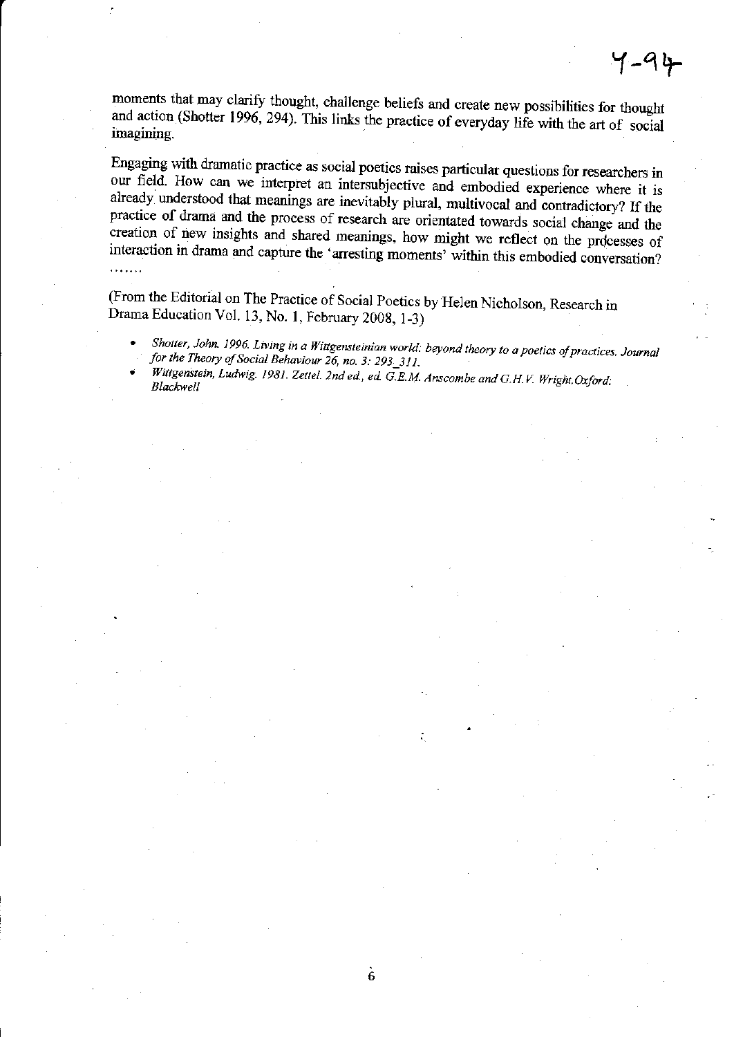moments that may clarify thought, challenge beliefs and create new possibilities for thought and action (Shotter 1996, 294). This links the practice of everyday life with the art of social imagining.

Engaging with dramatic practice as social poetics raises particular questions for researchers in our field. How can we interpret an intersubjective and embodied experience where it is already understood that meanings are inevitably plural, multivocal and contradictory? If the practice of drama and the process of research are orientated towards social change and the creation of new insights and shared meanings, how might we reflect on the processes of interaction in drama and capture the 'arresting moments' within this embodied conversation? ……

(From the Editorial on The Practice of Social Poetics by Helen Nicholson, Research in Drama Education Vol. 13, No. 1, February 2008, 1-3)

- *Shotter, John. 1996. Living in a Wittgensteinian world: beyond theory to a poetics of practices. Journal for the Theory of Social Behaviour 26, no. 3: 293_311.*
- *Wittgenstein, Ludwig. 1981. Zettel. 2nd ed., ed. G.E.M. Anscombe and G.H.V. Wright.Oxford: Blackwell*